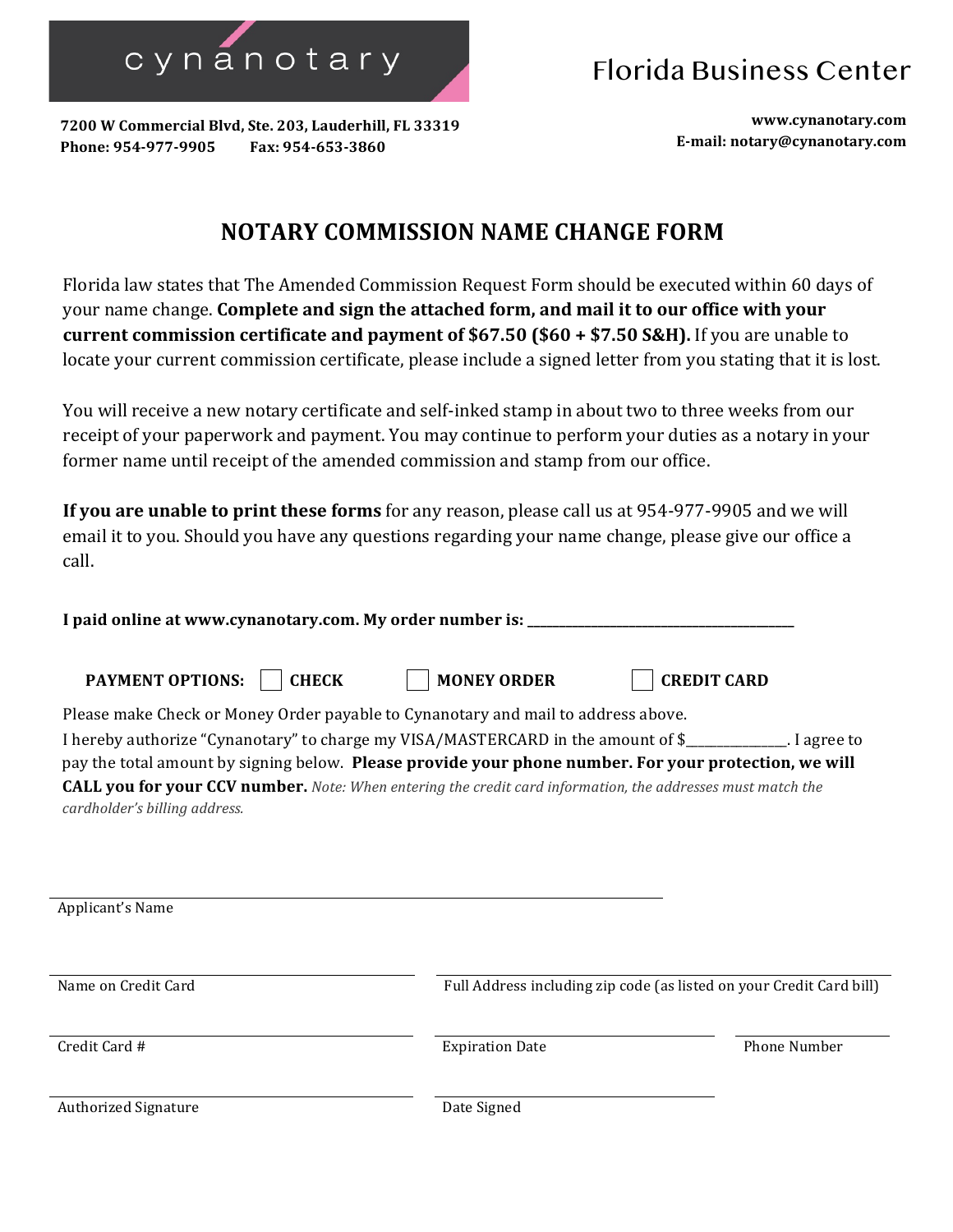cynanotary

Florida Business Center

**7200 W Commercial Blvd, Ste. 203, Lauderhill, FL 33319**
**Phone: 954-977-9905 Fax: 954-653-3860**

**www.cynanotary.com**
**E-mail: notary@cynanotary.com**

# NOTARY COMMISSION NAME CHANGE FORM

Florida law states that The Amended Commission Request Form should be executed within 60 days of your name change. **Complete and sign the attached form, and mail it to our office with your current commission certificate and payment of $67.50 ($60 + $7.50 S&H).** If you are unable to locate your current commission certificate, please include a signed letter from you stating that it is lost.

You will receive a new notary certificate and self-inked stamp in about two to three weeks from our receipt of your paperwork and payment. You may continue to perform your duties as a notary in your former name until receipt of the amended commission and stamp from our office.

**If you are unable to print these forms** for any reason, please call us at 954-977-9905 and we will email it to you. Should you have any questions regarding your name change, please give our office a call.

**I paid online at www.cynanotary.com. My order number is: ______________________________**

**PAYMENT OPTIONS:** ☐ **CHECK** ☐ **MONEY ORDER** ☐ **CREDIT CARD**

Please make Check or Money Order payable to Cynanotary and mail to address above.
I hereby authorize "Cynanotary" to charge my VISA/MASTERCARD in the amount of $_____________. I agree to pay the total amount by signing below. **Please provide your phone number. For your protection, we will CALL you for your CCV number.** *Note: When entering the credit card information, the addresses must match the cardholder's billing address.*

______________________________________________
Applicant's Name

______________________________ ______________________________
Name on Credit Card Full Address including zip code (as listed on your Credit Card bill)

______________________________ ____________________ ____________
Credit Card # Expiration Date Phone Number

______________________________ ____________________
Authorized Signature Date Signed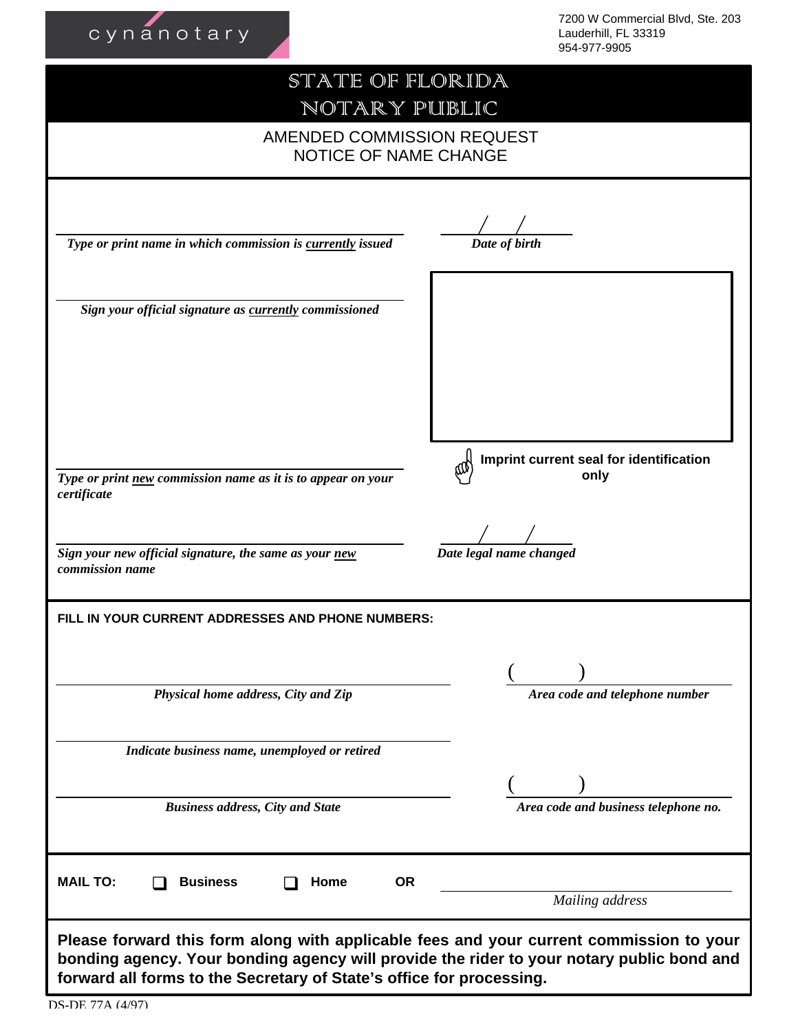cynanotary

7200 W Commercial Blvd, Ste. 203
Lauderhill, FL 33319
954-977-9905

# STATE OF FLORIDA NOTARY PUBLIC

## AMENDED COMMISSION REQUEST
## NOTICE OF NAME CHANGE

______________________________
*Type or print name in which commission is currently issued*

___/___/___
*Date of birth*

______________________________
*Sign your official signature as currently commissioned*

**Imprint current seal for identification only**

______________________________
*Type or print new commission name as it is to appear on your certificate*

______________________________
*Sign your new official signature, the same as your new commission name*

___/___/___
*Date legal name changed*

**FILL IN YOUR CURRENT ADDRESSES AND PHONE NUMBERS:**

______________________________
*Physical home address, City and Zip*

(     ) ______________________________
*Area code and telephone number*

______________________________
*Indicate business name, unemployed or retired*

______________________________
*Business address, City and State*

(     ) ______________________________
*Area code and business telephone no.*

**MAIL TO:** ☐ **Business** ☐ **Home** **OR** ______________________________
*Mailing address*

**Please forward this form along with applicable fees and your current commission to your bonding agency. Your bonding agency will provide the rider to your notary public bond and forward all forms to the Secretary of State's office for processing.**

DS-DE 77A (4/97)